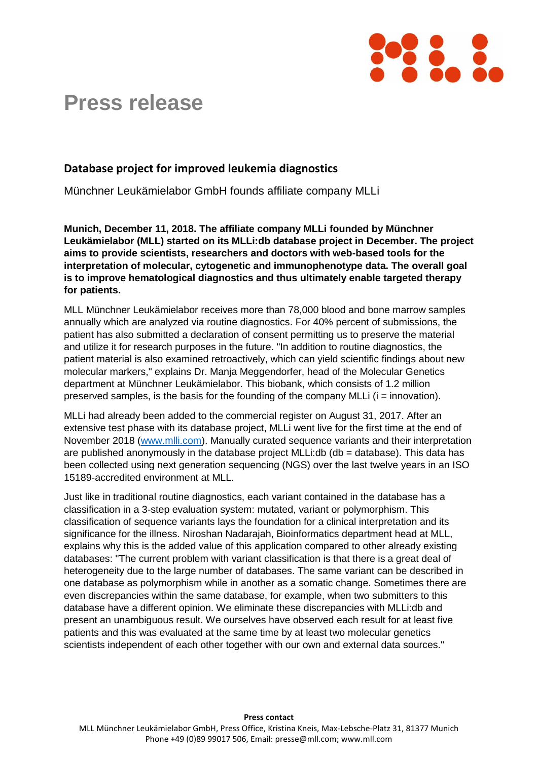# Press release

## Database project for improved leukemia diagnostics

Münchner Leukämielabor GmbH founds affiliate company MLLi

**Munich, December 11, 2018. The affiliate company MLLi founded by Münchner Leukämielabor (MLL) started on its MLLi:db database project in December. The project aims to provide scientists, researchers and doctors with web-based tools for the interpretation of molecular, cytogenetic and immunophenotype data. The overall goal is to improve hematological diagnostics and thus ultimately enable targeted therapy for patients.**

MLL Münchner Leukämielabor receives more than 78,000 blood and bone marrow samples annually which are analyzed via routine diagnostics. For 40% percent of submissions, the patient has also submitted a declaration of consent permitting us to preserve the material and utilize it for research purposes in the future. "In addition to routine diagnostics, the patient material is also examined retroactively, which can yield scientific findings about new molecular markers," explains Dr. Manja Meggendorfer, head of the Molecular Genetics department at Münchner Leukämielabor. This biobank, which consists of 1.2 million preserved samples, is the basis for the founding of the company MLLi (i = innovation).

MLLi had already been added to the commercial register on August 31, 2017. After an extensive test phase with its database project, MLLi went live for the first time at the end of November 2018 ([www.mlli.com](www.mlli.com)). Manually curated sequence variants and their interpretation are published anonymously in the database project MLLi:db (db = database). This data has been collected using next generation sequencing (NGS) over the last twelve years in an ISO 15189-accredited environment at MLL.

Just like in traditional routine diagnostics, each variant contained in the database has a classification in a 3-step evaluation system: mutated, variant or polymorphism. This classification of sequence variants lays the foundation for a clinical interpretation and its significance for the illness. Niroshan Nadarajah, Bioinformatics department head at MLL, explains why this is the added value of this application compared to other already existing databases: "The current problem with variant classification is that there is a great deal of heterogeneity due to the large number of databases. The same variant can be described in one database as polymorphism while in another as a somatic change. Sometimes there are even discrepancies within the same database, for example, when two submitters to this database have a different opinion. We eliminate these discrepancies with MLLi:db and present an unambiguous result. We ourselves have observed each result for at least five patients and this was evaluated at the same time by at least two molecular genetics scientists independent of each other together with our own and external data sources."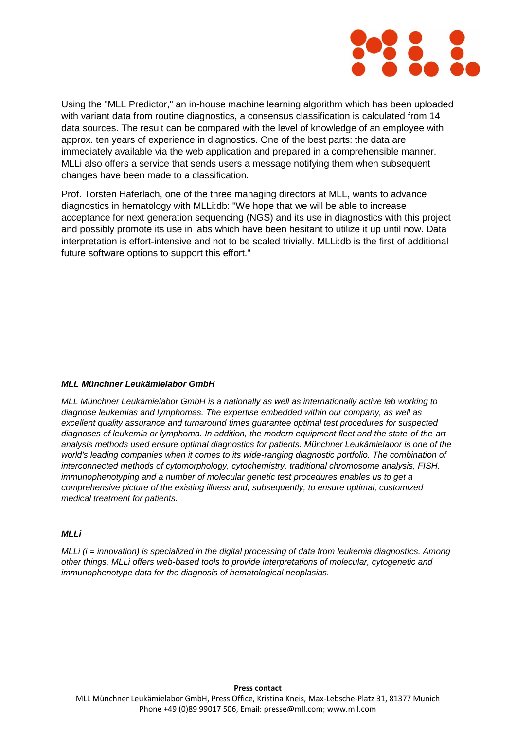Using the "MLL Predictor," an in-house machine learning algorithm which has been uploaded with variant data from routine diagnostics, a consensus classification is calculated from 14 data sources. The result can be compared with the level of knowledge of an employee with approx. ten years of experience in diagnostics. One of the best parts: the data are immediately available via the web application and prepared in a comprehensible manner. MLLi also offers a service that sends users a message notifying them when subsequent changes have been made to a classification.

Prof. Torsten Haferlach, one of the three managing directors at MLL, wants to advance diagnostics in hematology with MLLi:db: "We hope that we will be able to increase acceptance for next generation sequencing (NGS) and its use in diagnostics with this project and possibly promote its use in labs which have been hesitant to utilize it up until now. Data interpretation is effort-intensive and not to be scaled trivially. MLLi:db is the first of additional future software options to support this effort."

***MLL Münchner Leukämielabor GmbH***

*MLL Münchner Leukämielabor GmbH is a nationally as well as internationally active lab working to diagnose leukemias and lymphomas. The expertise embedded within our company, as well as excellent quality assurance and turnaround times guarantee optimal test procedures for suspected diagnoses of leukemia or lymphoma. In addition, the modern equipment fleet and the state-of-the-art analysis methods used ensure optimal diagnostics for patients. Münchner Leukämielabor is one of the world's leading companies when it comes to its wide-ranging diagnostic portfolio. The combination of interconnected methods of cytomorphology, cytochemistry, traditional chromosome analysis, FISH, immunophenotyping and a number of molecular genetic test procedures enables us to get a comprehensive picture of the existing illness and, subsequently, to ensure optimal, customized medical treatment for patients.*

***MLLi***

*MLLi (i = innovation) is specialized in the digital processing of data from leukemia diagnostics. Among other things, MLLi offers web-based tools to provide interpretations of molecular, cytogenetic and immunophenotype data for the diagnosis of hematological neoplasias.*

**Press contact**

MLL Münchner Leukämielabor GmbH, Press Office, Kristina Kneis, Max-Lebsche-Platz 31, 81377 Munich
Phone +49 (0)89 99017 506, Email: presse@mll.com; www.mll.com